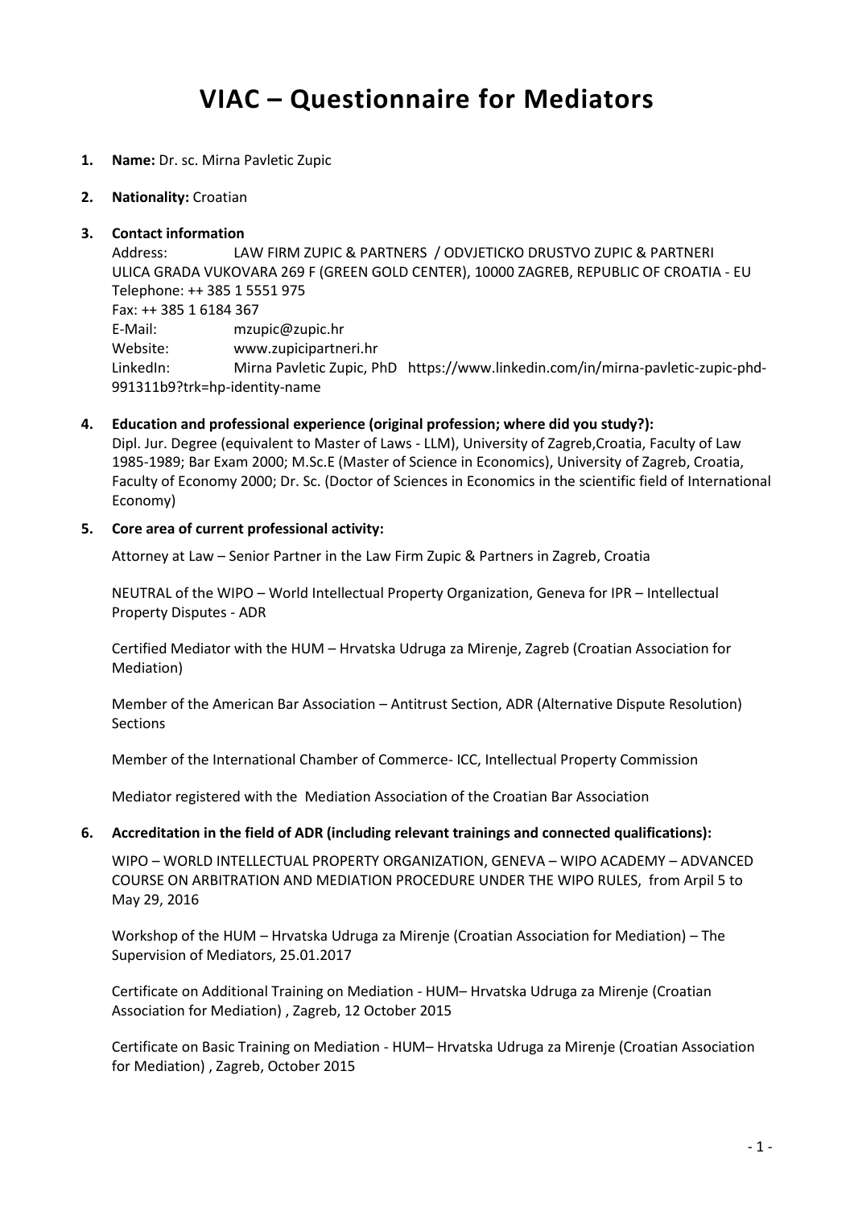# VIAC – Questionnaire for Mediators

1. **Name:** Dr. sc. Mirna Pavletic Zupic

2. **Nationality:** Croatian

3. **Contact information**

   Address: LAW FIRM ZUPIC & PARTNERS / ODVJETICKO DRUSTVO ZUPIC & PARTNERI ULICA GRADA VUKOVARA 269 F (GREEN GOLD CENTER), 10000 ZAGREB, REPUBLIC OF CROATIA - EU
   Telephone: ++ 385 1 5551 975
   Fax: ++ 385 1 6184 367
   E-Mail: mzupic@zupic.hr
   Website: www.zupicipartneri.hr
   LinkedIn: Mirna Pavletic Zupic, PhD https://www.linkedin.com/in/mirna-pavletic-zupic-phd-991311b9?trk=hp-identity-name

4. **Education and professional experience (original profession; where did you study?):**

   Dipl. Jur. Degree (equivalent to Master of Laws - LLM), University of Zagreb,Croatia, Faculty of Law 1985-1989; Bar Exam 2000; M.Sc.E (Master of Science in Economics), University of Zagreb, Croatia, Faculty of Economy 2000; Dr. Sc. (Doctor of Sciences in Economics in the scientific field of International Economy)

5. **Core area of current professional activity:**

   Attorney at Law – Senior Partner in the Law Firm Zupic & Partners in Zagreb, Croatia

   NEUTRAL of the WIPO – World Intellectual Property Organization, Geneva for IPR – Intellectual Property Disputes - ADR

   Certified Mediator with the HUM – Hrvatska Udruga za Mirenje, Zagreb (Croatian Association for Mediation)

   Member of the American Bar Association – Antitrust Section, ADR (Alternative Dispute Resolution) Sections

   Member of the International Chamber of Commerce- ICC, Intellectual Property Commission

   Mediator registered with the Mediation Association of the Croatian Bar Association

6. **Accreditation in the field of ADR (including relevant trainings and connected qualifications):**

   WIPO – WORLD INTELLECTUAL PROPERTY ORGANIZATION, GENEVA – WIPO ACADEMY – ADVANCED COURSE ON ARBITRATION AND MEDIATION PROCEDURE UNDER THE WIPO RULES, from Arpil 5 to May 29, 2016

   Workshop of the HUM – Hrvatska Udruga za Mirenje (Croatian Association for Mediation) – The Supervision of Mediators, 25.01.2017

   Certificate on Additional Training on Mediation - HUM– Hrvatska Udruga za Mirenje (Croatian Association for Mediation) , Zagreb, 12 October 2015

   Certificate on Basic Training on Mediation - HUM– Hrvatska Udruga za Mirenje (Croatian Association for Mediation) , Zagreb, October 2015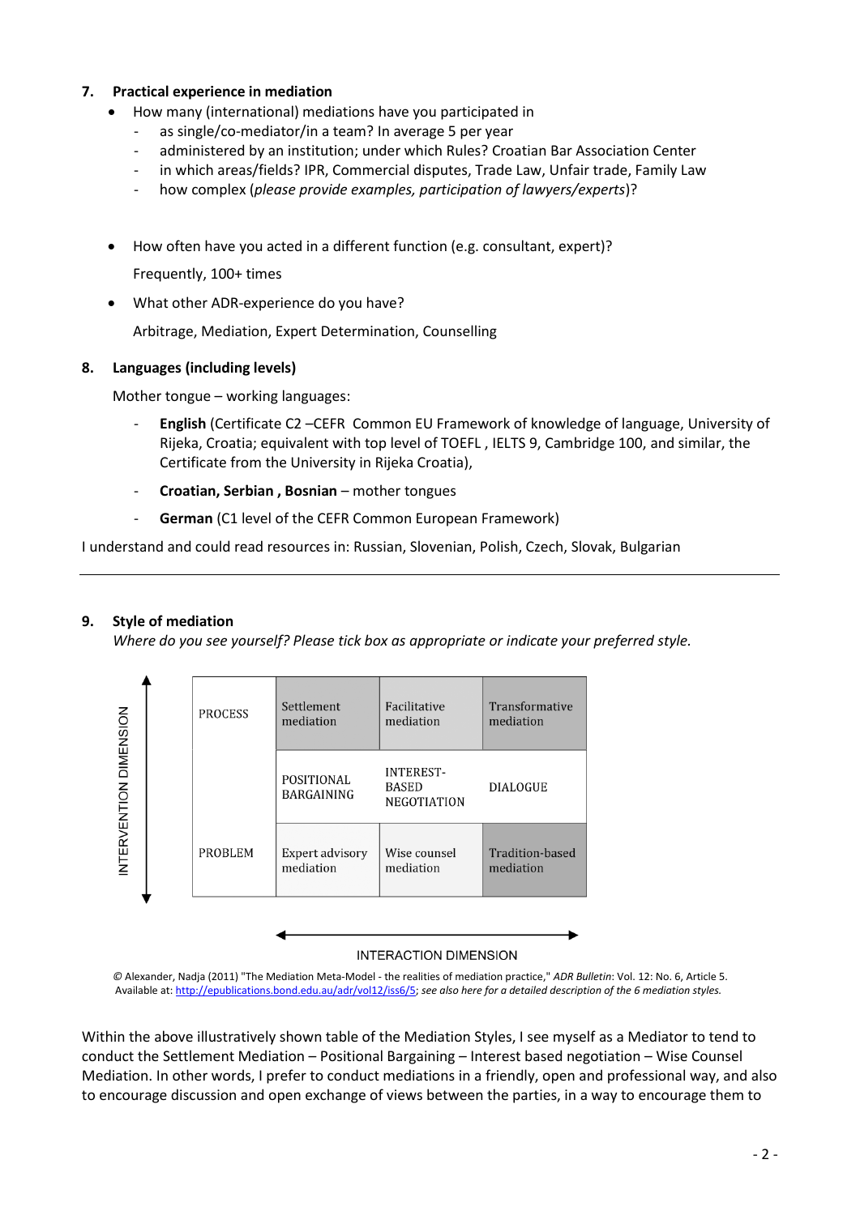## 7. Practical experience in mediation

- How many (international) mediations have you participated in
  - as single/co-mediator/in a team? In average 5 per year
  - administered by an institution; under which Rules? Croatian Bar Association Center
  - in which areas/fields? IPR, Commercial disputes, Trade Law, Unfair trade, Family Law
  - how complex (*please provide examples, participation of lawyers/experts*)?

- How often have you acted in a different function (e.g. consultant, expert)?

  Frequently, 100+ times

- What other ADR-experience do you have?

  Arbitrage, Mediation, Expert Determination, Counselling

## 8. Languages (including levels)

Mother tongue – working languages:

- **English** (Certificate C2 –CEFR Common EU Framework of knowledge of language, University of Rijeka, Croatia; equivalent with top level of TOEFL , IELTS 9, Cambridge 100, and similar, the Certificate from the University in Rijeka Croatia),
- **Croatian, Serbian , Bosnian** – mother tongues
- **German** (C1 level of the CEFR Common European Framework)

I understand and could read resources in: Russian, Slovenian, Polish, Czech, Slovak, Bulgarian

---

## 9. Style of mediation

*Where do you see yourself? Please tick box as appropriate or indicate your preferred style.*

| INTERVENTION DIMENSION | | | |
|---|---|---|---|
| PROCESS | Settlement mediation | Facilitative mediation | Transformative mediation |
| | POSITIONAL BARGAINING | INTEREST-BASED NEGOTIATION | DIALOGUE |
| PROBLEM | Expert advisory mediation | Wise counsel mediation | Tradition-based mediation |

INTERACTION DIMENSION

© Alexander, Nadja (2011) "The Mediation Meta-Model - the realities of mediation practice," *ADR Bulletin*: Vol. 12: No. 6, Article 5. Available at: http://epublications.bond.edu.au/adr/vol12/iss6/5; *see also here for a detailed description of the 6 mediation styles.*

Within the above illustratively shown table of the Mediation Styles, I see myself as a Mediator to tend to conduct the Settlement Mediation – Positional Bargaining – Interest based negotiation – Wise Counsel Mediation. In other words, I prefer to conduct mediations in a friendly, open and professional way, and also to encourage discussion and open exchange of views between the parties, in a way to encourage them to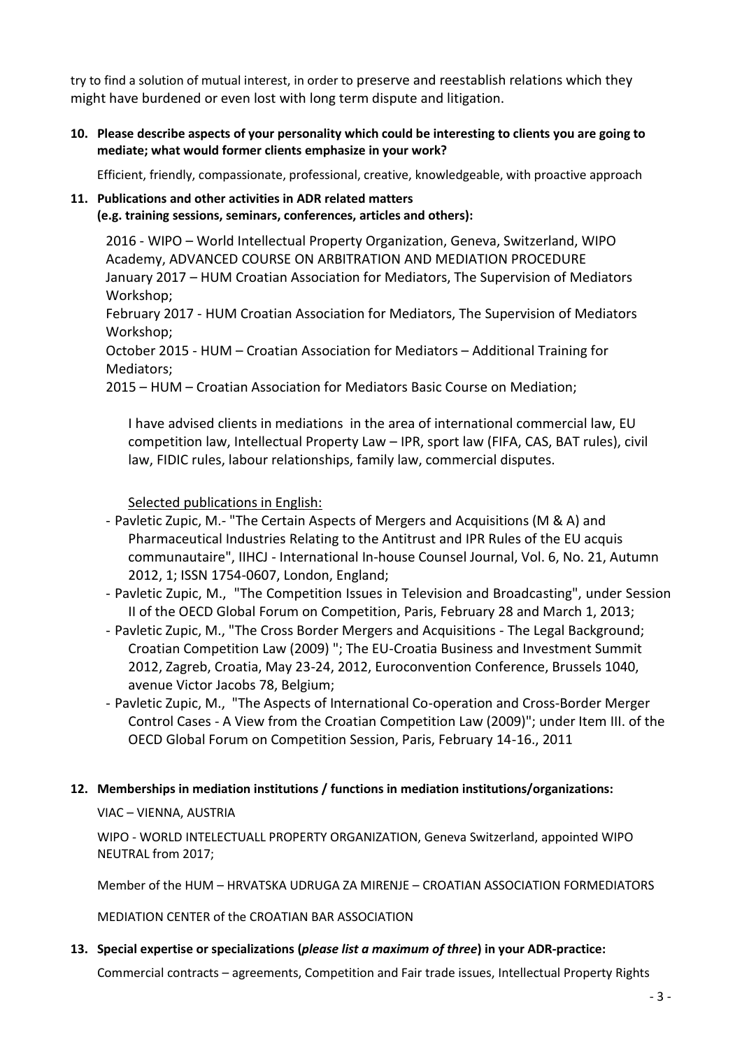try to find a solution of mutual interest, in order to preserve and reestablish relations which they might have burdened or even lost with long term dispute and litigation.

**10. Please describe aspects of your personality which could be interesting to clients you are going to mediate; what would former clients emphasize in your work?**

Efficient, friendly, compassionate, professional, creative, knowledgeable, with proactive approach

**11. Publications and other activities in ADR related matters (e.g. training sessions, seminars, conferences, articles and others):**

2016 - WIPO – World Intellectual Property Organization, Geneva, Switzerland, WIPO Academy, ADVANCED COURSE ON ARBITRATION AND MEDIATION PROCEDURE
January 2017 – HUM Croatian Association for Mediators, The Supervision of Mediators Workshop;
February 2017 - HUM Croatian Association for Mediators, The Supervision of Mediators Workshop;
October 2015 - HUM – Croatian Association for Mediators – Additional Training for Mediators;
2015 – HUM – Croatian Association for Mediators Basic Course on Mediation;

I have advised clients in mediations in the area of international commercial law, EU competition law, Intellectual Property Law – IPR, sport law (FIFA, CAS, BAT rules), civil law, FIDIC rules, labour relationships, family law, commercial disputes.

Selected publications in English:

- Pavletic Zupic, M.- "The Certain Aspects of Mergers and Acquisitions (M & A) and Pharmaceutical Industries Relating to the Antitrust and IPR Rules of the EU acquis communautaire", IIHCJ - International In-house Counsel Journal, Vol. 6, No. 21, Autumn 2012, 1; ISSN 1754-0607, London, England;
- Pavletic Zupic, M., "The Competition Issues in Television and Broadcasting", under Session II of the OECD Global Forum on Competition, Paris, February 28 and March 1, 2013;
- Pavletic Zupic, M., "The Cross Border Mergers and Acquisitions - The Legal Background; Croatian Competition Law (2009) "; The EU-Croatia Business and Investment Summit 2012, Zagreb, Croatia, May 23-24, 2012, Euroconvention Conference, Brussels 1040, avenue Victor Jacobs 78, Belgium;
- Pavletic Zupic, M., "The Aspects of International Co-operation and Cross-Border Merger Control Cases - A View from the Croatian Competition Law (2009)"; under Item III. of the OECD Global Forum on Competition Session, Paris, February 14-16., 2011

**12. Memberships in mediation institutions / functions in mediation institutions/organizations:**

VIAC – VIENNA, AUSTRIA

WIPO - WORLD INTELECTUALL PROPERTY ORGANIZATION, Geneva Switzerland, appointed WIPO NEUTRAL from 2017;

Member of the HUM – HRVATSKA UDRUGA ZA MIRENJE – CROATIAN ASSOCIATION FORMEDIATORS

MEDIATION CENTER of the CROATIAN BAR ASSOCIATION

**13. Special expertise or specializations (*please list a maximum of three*) in your ADR-practice:**

Commercial contracts – agreements, Competition and Fair trade issues, Intellectual Property Rights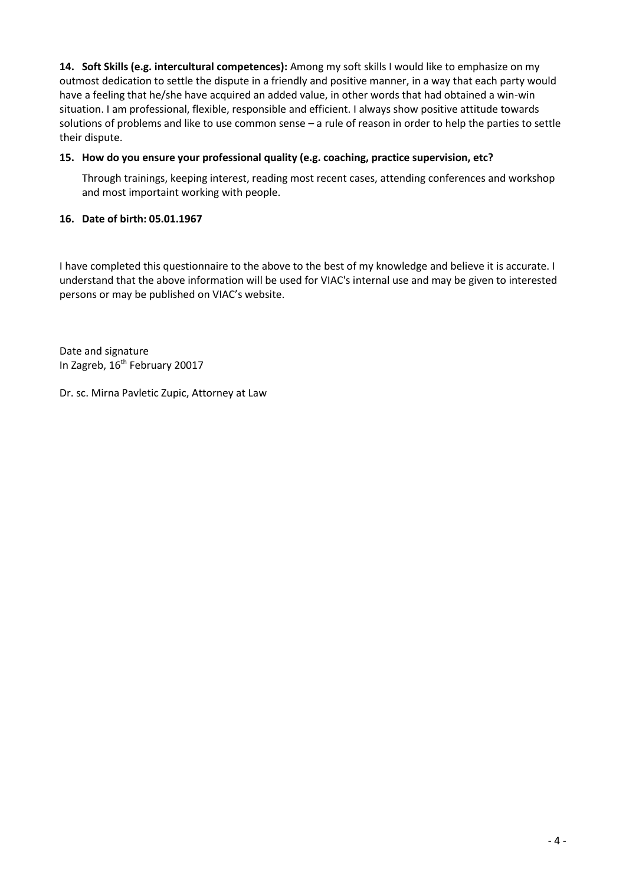**14. Soft Skills (e.g. intercultural competences):** Among my soft skills I would like to emphasize on my outmost dedication to settle the dispute in a friendly and positive manner, in a way that each party would have a feeling that he/she have acquired an added value, in other words that had obtained a win-win situation. I am professional, flexible, responsible and efficient. I always show positive attitude towards solutions of problems and like to use common sense – a rule of reason in order to help the parties to settle their dispute.

**15. How do you ensure your professional quality (e.g. coaching, practice supervision, etc?**

Through trainings, keeping interest, reading most recent cases, attending conferences and workshop and most importaint working with people.

**16. Date of birth: 05.01.1967**

I have completed this questionnaire to the above to the best of my knowledge and believe it is accurate. I understand that the above information will be used for VIAC's internal use and may be given to interested persons or may be published on VIAC's website.

Date and signature
In Zagreb, 16th February 20017

Dr. sc. Mirna Pavletic Zupic, Attorney at Law